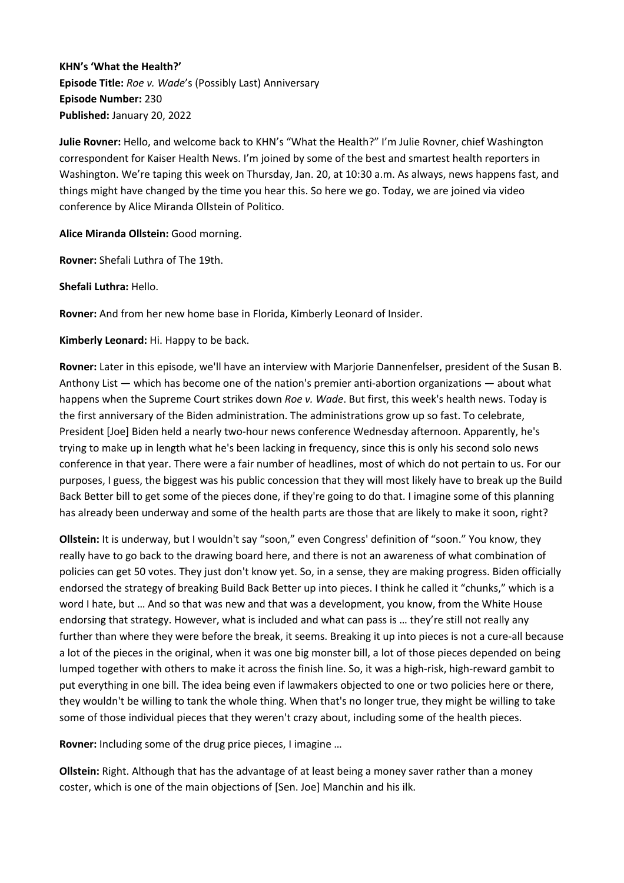**KHN's 'What the Health?'**
**Episode Title:** *Roe v. Wade*'s (Possibly Last) Anniversary
**Episode Number:** 230
**Published:** January 20, 2022

**Julie Rovner:** Hello, and welcome back to KHN's "What the Health?" I'm Julie Rovner, chief Washington correspondent for Kaiser Health News. I'm joined by some of the best and smartest health reporters in Washington. We're taping this week on Thursday, Jan. 20, at 10:30 a.m. As always, news happens fast, and things might have changed by the time you hear this. So here we go. Today, we are joined via video conference by Alice Miranda Ollstein of Politico.

**Alice Miranda Ollstein:** Good morning.

**Rovner:** Shefali Luthra of The 19th.

**Shefali Luthra:** Hello.

**Rovner:** And from her new home base in Florida, Kimberly Leonard of Insider.

**Kimberly Leonard:** Hi. Happy to be back.

**Rovner:** Later in this episode, we'll have an interview with Marjorie Dannenfelser, president of the Susan B. Anthony List — which has become one of the nation's premier anti-abortion organizations — about what happens when the Supreme Court strikes down *Roe v. Wade*. But first, this week's health news. Today is the first anniversary of the Biden administration. The administrations grow up so fast. To celebrate, President [Joe] Biden held a nearly two-hour news conference Wednesday afternoon. Apparently, he's trying to make up in length what he's been lacking in frequency, since this is only his second solo news conference in that year. There were a fair number of headlines, most of which do not pertain to us. For our purposes, I guess, the biggest was his public concession that they will most likely have to break up the Build Back Better bill to get some of the pieces done, if they're going to do that. I imagine some of this planning has already been underway and some of the health parts are those that are likely to make it soon, right?

**Ollstein:** It is underway, but I wouldn't say "soon," even Congress' definition of "soon." You know, they really have to go back to the drawing board here, and there is not an awareness of what combination of policies can get 50 votes. They just don't know yet. So, in a sense, they are making progress. Biden officially endorsed the strategy of breaking Build Back Better up into pieces. I think he called it "chunks," which is a word I hate, but … And so that was new and that was a development, you know, from the White House endorsing that strategy. However, what is included and what can pass is … they're still not really any further than where they were before the break, it seems. Breaking it up into pieces is not a cure-all because a lot of the pieces in the original, when it was one big monster bill, a lot of those pieces depended on being lumped together with others to make it across the finish line. So, it was a high-risk, high-reward gambit to put everything in one bill. The idea being even if lawmakers objected to one or two policies here or there, they wouldn't be willing to tank the whole thing. When that's no longer true, they might be willing to take some of those individual pieces that they weren't crazy about, including some of the health pieces.

**Rovner:** Including some of the drug price pieces, I imagine …

**Ollstein:** Right. Although that has the advantage of at least being a money saver rather than a money coster, which is one of the main objections of [Sen. Joe] Manchin and his ilk.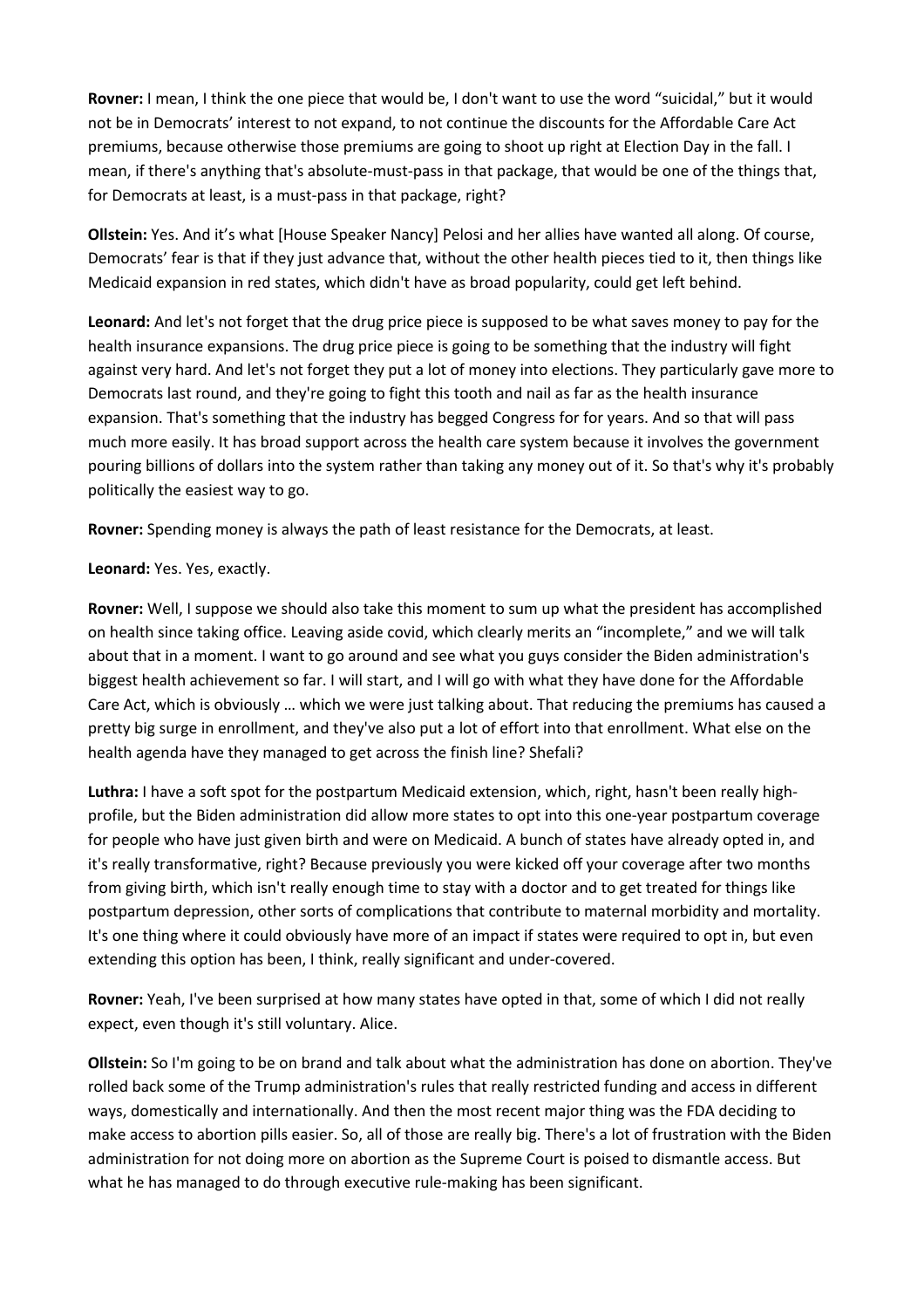**Rovner:** I mean, I think the one piece that would be, I don't want to use the word "suicidal," but it would not be in Democrats' interest to not expand, to not continue the discounts for the Affordable Care Act premiums, because otherwise those premiums are going to shoot up right at Election Day in the fall. I mean, if there's anything that's absolute-must-pass in that package, that would be one of the things that, for Democrats at least, is a must-pass in that package, right?

**Ollstein:** Yes. And it's what [House Speaker Nancy] Pelosi and her allies have wanted all along. Of course, Democrats' fear is that if they just advance that, without the other health pieces tied to it, then things like Medicaid expansion in red states, which didn't have as broad popularity, could get left behind.

**Leonard:** And let's not forget that the drug price piece is supposed to be what saves money to pay for the health insurance expansions. The drug price piece is going to be something that the industry will fight against very hard. And let's not forget they put a lot of money into elections. They particularly gave more to Democrats last round, and they're going to fight this tooth and nail as far as the health insurance expansion. That's something that the industry has begged Congress for for years. And so that will pass much more easily. It has broad support across the health care system because it involves the government pouring billions of dollars into the system rather than taking any money out of it. So that's why it's probably politically the easiest way to go.

**Rovner:** Spending money is always the path of least resistance for the Democrats, at least.

**Leonard:** Yes. Yes, exactly.

**Rovner:** Well, I suppose we should also take this moment to sum up what the president has accomplished on health since taking office. Leaving aside covid, which clearly merits an "incomplete," and we will talk about that in a moment. I want to go around and see what you guys consider the Biden administration's biggest health achievement so far. I will start, and I will go with what they have done for the Affordable Care Act, which is obviously … which we were just talking about. That reducing the premiums has caused a pretty big surge in enrollment, and they've also put a lot of effort into that enrollment. What else on the health agenda have they managed to get across the finish line? Shefali?

**Luthra:** I have a soft spot for the postpartum Medicaid extension, which, right, hasn't been really high-profile, but the Biden administration did allow more states to opt into this one-year postpartum coverage for people who have just given birth and were on Medicaid. A bunch of states have already opted in, and it's really transformative, right? Because previously you were kicked off your coverage after two months from giving birth, which isn't really enough time to stay with a doctor and to get treated for things like postpartum depression, other sorts of complications that contribute to maternal morbidity and mortality. It's one thing where it could obviously have more of an impact if states were required to opt in, but even extending this option has been, I think, really significant and under-covered.

**Rovner:** Yeah, I've been surprised at how many states have opted in that, some of which I did not really expect, even though it's still voluntary. Alice.

**Ollstein:** So I'm going to be on brand and talk about what the administration has done on abortion. They've rolled back some of the Trump administration's rules that really restricted funding and access in different ways, domestically and internationally. And then the most recent major thing was the FDA deciding to make access to abortion pills easier. So, all of those are really big. There's a lot of frustration with the Biden administration for not doing more on abortion as the Supreme Court is poised to dismantle access. But what he has managed to do through executive rule-making has been significant.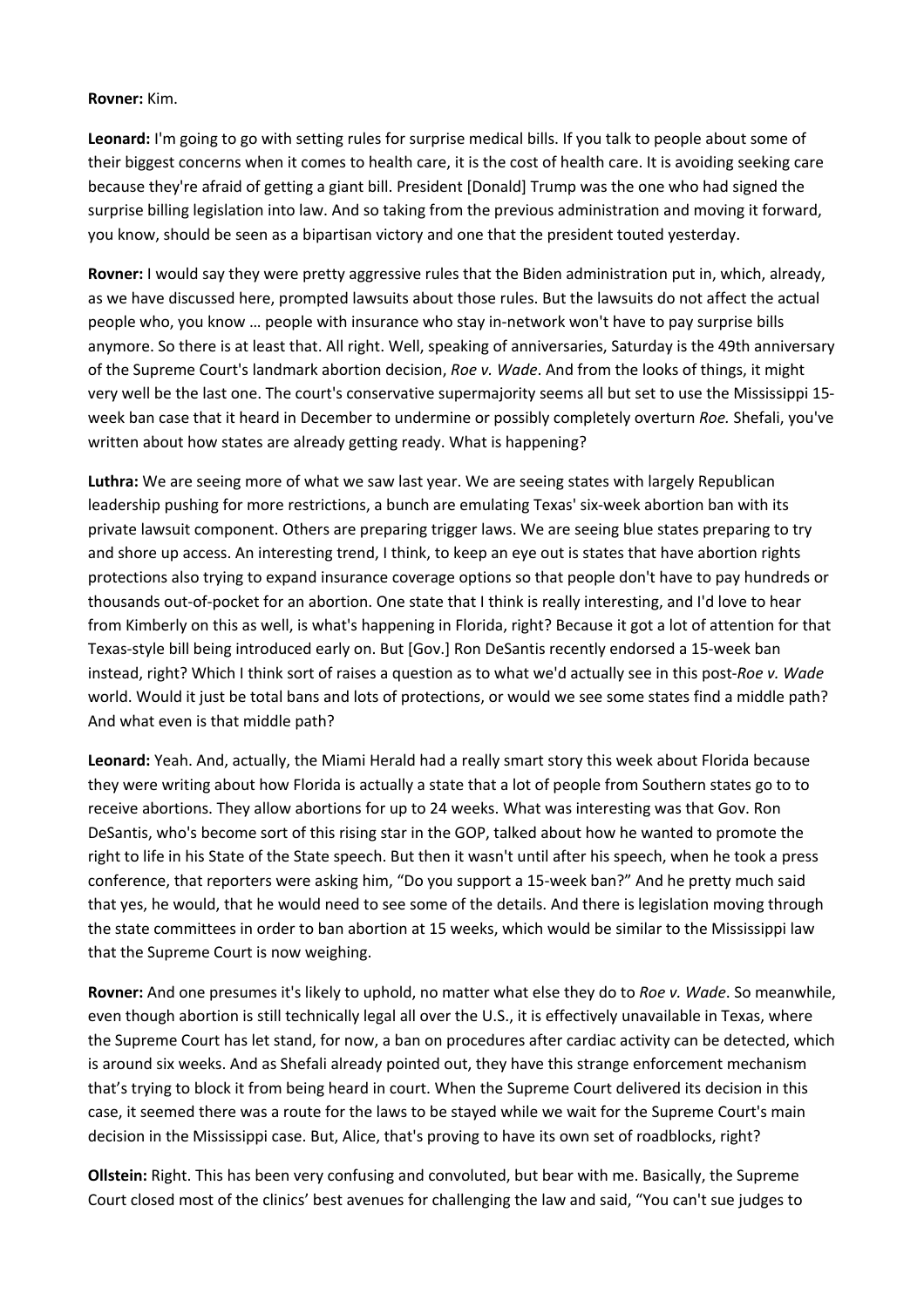**Rovner:** Kim.

**Leonard:** I'm going to go with setting rules for surprise medical bills. If you talk to people about some of their biggest concerns when it comes to health care, it is the cost of health care. It is avoiding seeking care because they're afraid of getting a giant bill. President [Donald] Trump was the one who had signed the surprise billing legislation into law. And so taking from the previous administration and moving it forward, you know, should be seen as a bipartisan victory and one that the president touted yesterday.

**Rovner:** I would say they were pretty aggressive rules that the Biden administration put in, which, already, as we have discussed here, prompted lawsuits about those rules. But the lawsuits do not affect the actual people who, you know … people with insurance who stay in-network won't have to pay surprise bills anymore. So there is at least that. All right. Well, speaking of anniversaries, Saturday is the 49th anniversary of the Supreme Court's landmark abortion decision, *Roe v. Wade*. And from the looks of things, it might very well be the last one. The court's conservative supermajority seems all but set to use the Mississippi 15-week ban case that it heard in December to undermine or possibly completely overturn *Roe.* Shefali, you've written about how states are already getting ready. What is happening?

**Luthra:** We are seeing more of what we saw last year. We are seeing states with largely Republican leadership pushing for more restrictions, a bunch are emulating Texas' six-week abortion ban with its private lawsuit component. Others are preparing trigger laws. We are seeing blue states preparing to try and shore up access. An interesting trend, I think, to keep an eye out is states that have abortion rights protections also trying to expand insurance coverage options so that people don't have to pay hundreds or thousands out-of-pocket for an abortion. One state that I think is really interesting, and I'd love to hear from Kimberly on this as well, is what's happening in Florida, right? Because it got a lot of attention for that Texas-style bill being introduced early on. But [Gov.] Ron DeSantis recently endorsed a 15-week ban instead, right? Which I think sort of raises a question as to what we'd actually see in this post-*Roe v. Wade* world. Would it just be total bans and lots of protections, or would we see some states find a middle path? And what even is that middle path?

**Leonard:** Yeah. And, actually, the Miami Herald had a really smart story this week about Florida because they were writing about how Florida is actually a state that a lot of people from Southern states go to to receive abortions. They allow abortions for up to 24 weeks. What was interesting was that Gov. Ron DeSantis, who's become sort of this rising star in the GOP, talked about how he wanted to promote the right to life in his State of the State speech. But then it wasn't until after his speech, when he took a press conference, that reporters were asking him, "Do you support a 15-week ban?" And he pretty much said that yes, he would, that he would need to see some of the details. And there is legislation moving through the state committees in order to ban abortion at 15 weeks, which would be similar to the Mississippi law that the Supreme Court is now weighing.

**Rovner:** And one presumes it's likely to uphold, no matter what else they do to *Roe v. Wade*. So meanwhile, even though abortion is still technically legal all over the U.S., it is effectively unavailable in Texas, where the Supreme Court has let stand, for now, a ban on procedures after cardiac activity can be detected, which is around six weeks. And as Shefali already pointed out, they have this strange enforcement mechanism that's trying to block it from being heard in court. When the Supreme Court delivered its decision in this case, it seemed there was a route for the laws to be stayed while we wait for the Supreme Court's main decision in the Mississippi case. But, Alice, that's proving to have its own set of roadblocks, right?

**Ollstein:** Right. This has been very confusing and convoluted, but bear with me. Basically, the Supreme Court closed most of the clinics' best avenues for challenging the law and said, "You can't sue judges to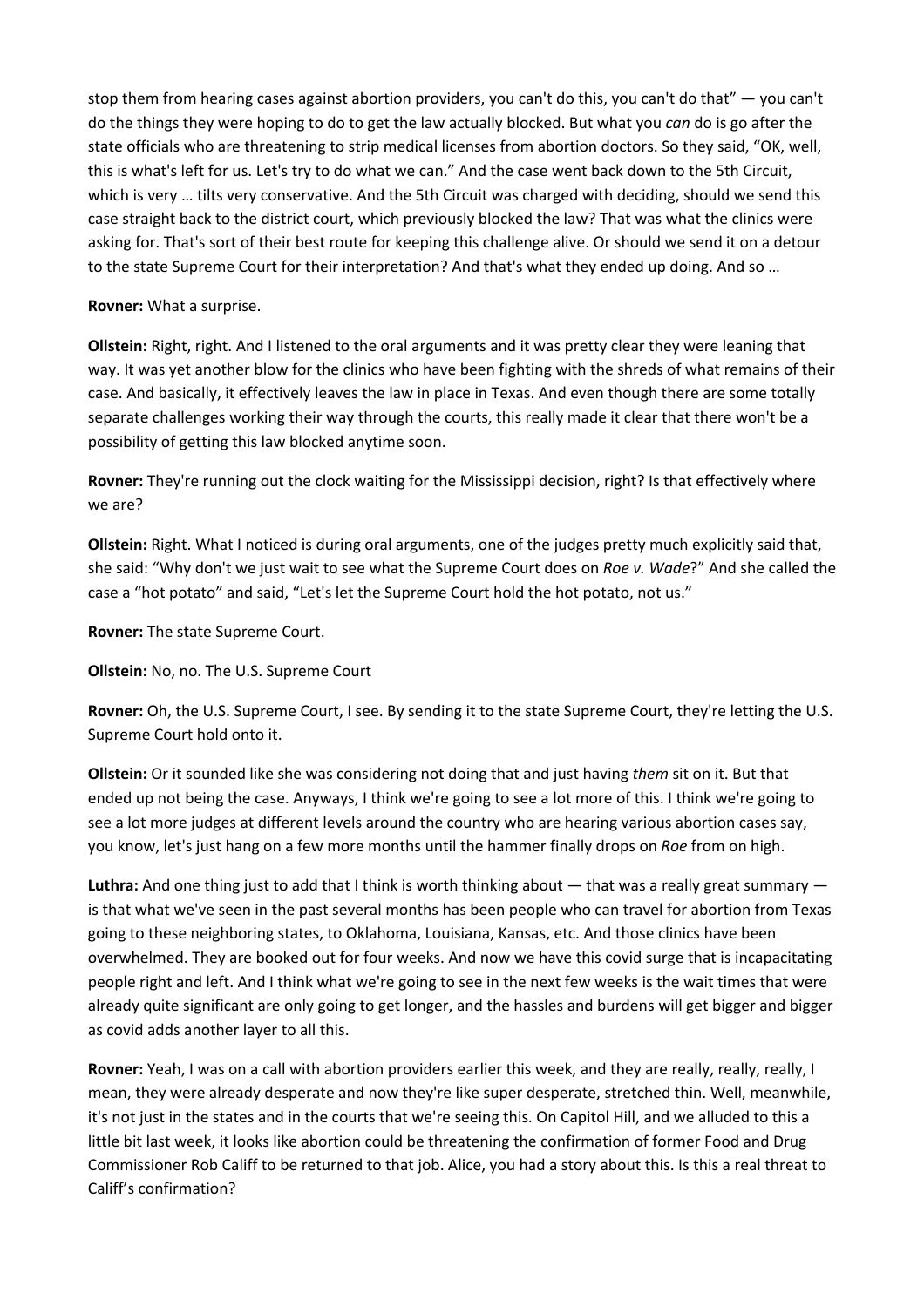stop them from hearing cases against abortion providers, you can't do this, you can't do that" — you can't do the things they were hoping to do to get the law actually blocked. But what you *can* do is go after the state officials who are threatening to strip medical licenses from abortion doctors. So they said, "OK, well, this is what's left for us. Let's try to do what we can." And the case went back down to the 5th Circuit, which is very … tilts very conservative. And the 5th Circuit was charged with deciding, should we send this case straight back to the district court, which previously blocked the law? That was what the clinics were asking for. That's sort of their best route for keeping this challenge alive. Or should we send it on a detour to the state Supreme Court for their interpretation? And that's what they ended up doing. And so …

**Rovner:** What a surprise.

**Ollstein:** Right, right. And I listened to the oral arguments and it was pretty clear they were leaning that way. It was yet another blow for the clinics who have been fighting with the shreds of what remains of their case. And basically, it effectively leaves the law in place in Texas. And even though there are some totally separate challenges working their way through the courts, this really made it clear that there won't be a possibility of getting this law blocked anytime soon.

**Rovner:** They're running out the clock waiting for the Mississippi decision, right? Is that effectively where we are?

**Ollstein:** Right. What I noticed is during oral arguments, one of the judges pretty much explicitly said that, she said: "Why don't we just wait to see what the Supreme Court does on *Roe v. Wade*?" And she called the case a "hot potato" and said, "Let's let the Supreme Court hold the hot potato, not us."

**Rovner:** The state Supreme Court.

**Ollstein:** No, no. The U.S. Supreme Court

**Rovner:** Oh, the U.S. Supreme Court, I see. By sending it to the state Supreme Court, they're letting the U.S. Supreme Court hold onto it.

**Ollstein:** Or it sounded like she was considering not doing that and just having *them* sit on it. But that ended up not being the case. Anyways, I think we're going to see a lot more of this. I think we're going to see a lot more judges at different levels around the country who are hearing various abortion cases say, you know, let's just hang on a few more months until the hammer finally drops on *Roe* from on high.

**Luthra:** And one thing just to add that I think is worth thinking about — that was a really great summary — is that what we've seen in the past several months has been people who can travel for abortion from Texas going to these neighboring states, to Oklahoma, Louisiana, Kansas, etc. And those clinics have been overwhelmed. They are booked out for four weeks. And now we have this covid surge that is incapacitating people right and left. And I think what we're going to see in the next few weeks is the wait times that were already quite significant are only going to get longer, and the hassles and burdens will get bigger and bigger as covid adds another layer to all this.

**Rovner:** Yeah, I was on a call with abortion providers earlier this week, and they are really, really, really, I mean, they were already desperate and now they're like super desperate, stretched thin. Well, meanwhile, it's not just in the states and in the courts that we're seeing this. On Capitol Hill, and we alluded to this a little bit last week, it looks like abortion could be threatening the confirmation of former Food and Drug Commissioner Rob Califf to be returned to that job. Alice, you had a story about this. Is this a real threat to Califf's confirmation?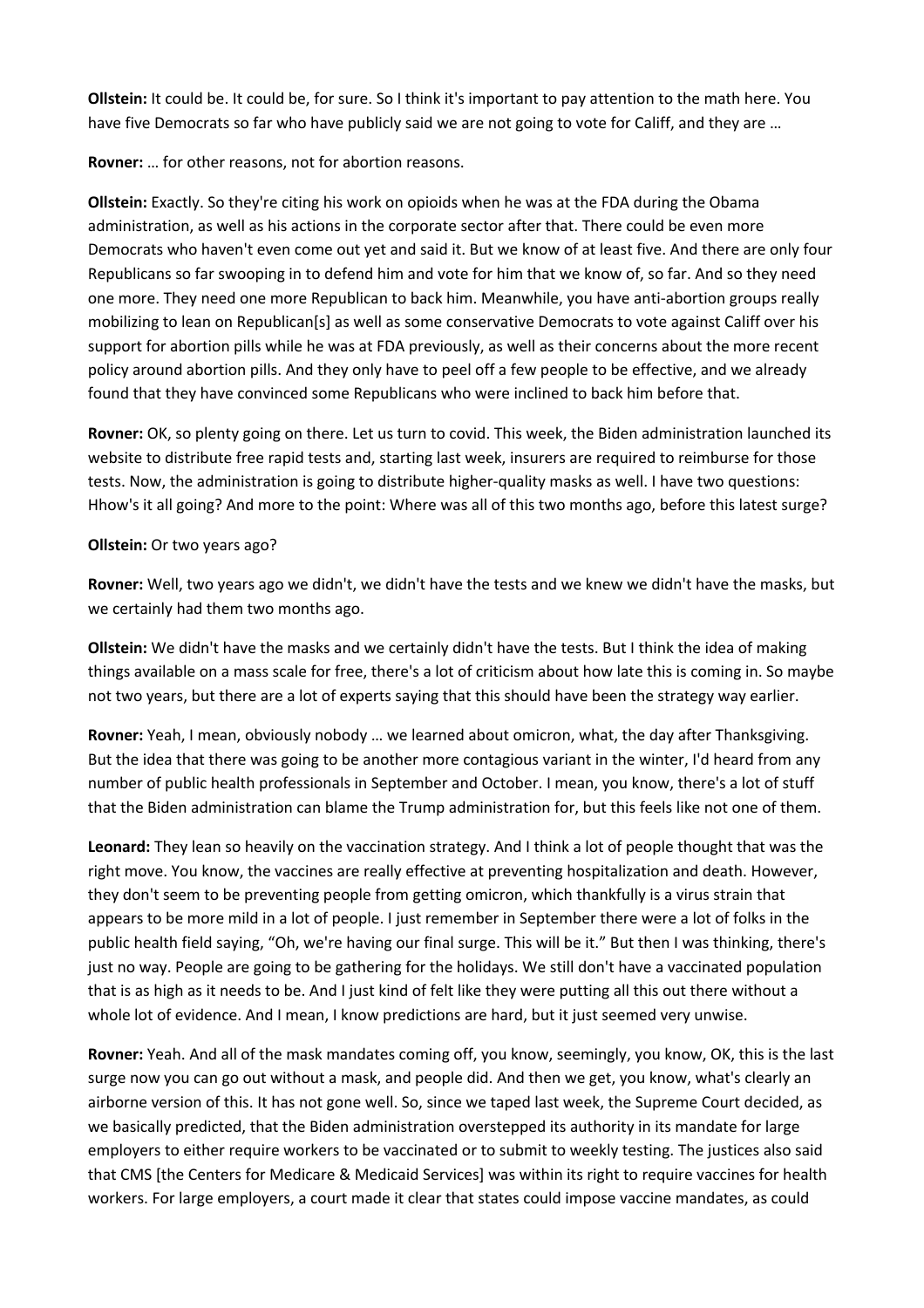**Ollstein:** It could be. It could be, for sure. So I think it's important to pay attention to the math here. You have five Democrats so far who have publicly said we are not going to vote for Califf, and they are …

**Rovner:** … for other reasons, not for abortion reasons.

**Ollstein:** Exactly. So they're citing his work on opioids when he was at the FDA during the Obama administration, as well as his actions in the corporate sector after that. There could be even more Democrats who haven't even come out yet and said it. But we know of at least five. And there are only four Republicans so far swooping in to defend him and vote for him that we know of, so far. And so they need one more. They need one more Republican to back him. Meanwhile, you have anti-abortion groups really mobilizing to lean on Republican[s] as well as some conservative Democrats to vote against Califf over his support for abortion pills while he was at FDA previously, as well as their concerns about the more recent policy around abortion pills. And they only have to peel off a few people to be effective, and we already found that they have convinced some Republicans who were inclined to back him before that.

**Rovner:** OK, so plenty going on there. Let us turn to covid. This week, the Biden administration launched its website to distribute free rapid tests and, starting last week, insurers are required to reimburse for those tests. Now, the administration is going to distribute higher-quality masks as well. I have two questions: Hhow's it all going? And more to the point: Where was all of this two months ago, before this latest surge?

**Ollstein:** Or two years ago?

**Rovner:** Well, two years ago we didn't, we didn't have the tests and we knew we didn't have the masks, but we certainly had them two months ago.

**Ollstein:** We didn't have the masks and we certainly didn't have the tests. But I think the idea of making things available on a mass scale for free, there's a lot of criticism about how late this is coming in. So maybe not two years, but there are a lot of experts saying that this should have been the strategy way earlier.

**Rovner:** Yeah, I mean, obviously nobody … we learned about omicron, what, the day after Thanksgiving. But the idea that there was going to be another more contagious variant in the winter, I'd heard from any number of public health professionals in September and October. I mean, you know, there's a lot of stuff that the Biden administration can blame the Trump administration for, but this feels like not one of them.

**Leonard:** They lean so heavily on the vaccination strategy. And I think a lot of people thought that was the right move. You know, the vaccines are really effective at preventing hospitalization and death. However, they don't seem to be preventing people from getting omicron, which thankfully is a virus strain that appears to be more mild in a lot of people. I just remember in September there were a lot of folks in the public health field saying, "Oh, we're having our final surge. This will be it." But then I was thinking, there's just no way. People are going to be gathering for the holidays. We still don't have a vaccinated population that is as high as it needs to be. And I just kind of felt like they were putting all this out there without a whole lot of evidence. And I mean, I know predictions are hard, but it just seemed very unwise.

**Rovner:** Yeah. And all of the mask mandates coming off, you know, seemingly, you know, OK, this is the last surge now you can go out without a mask, and people did. And then we get, you know, what's clearly an airborne version of this. It has not gone well. So, since we taped last week, the Supreme Court decided, as we basically predicted, that the Biden administration overstepped its authority in its mandate for large employers to either require workers to be vaccinated or to submit to weekly testing. The justices also said that CMS [the Centers for Medicare & Medicaid Services] was within its right to require vaccines for health workers. For large employers, a court made it clear that states could impose vaccine mandates, as could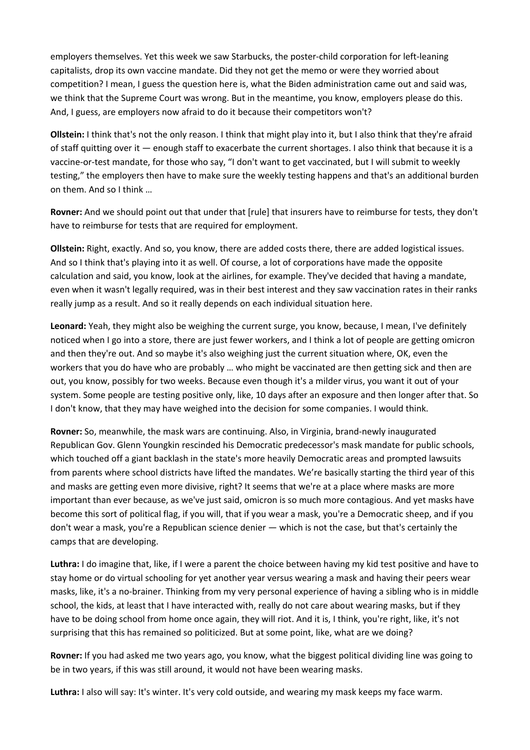employers themselves. Yet this week we saw Starbucks, the poster-child corporation for left-leaning capitalists, drop its own vaccine mandate. Did they not get the memo or were they worried about competition? I mean, I guess the question here is, what the Biden administration came out and said was, we think that the Supreme Court was wrong. But in the meantime, you know, employers please do this. And, I guess, are employers now afraid to do it because their competitors won't?

**Ollstein:** I think that's not the only reason. I think that might play into it, but I also think that they're afraid of staff quitting over it — enough staff to exacerbate the current shortages. I also think that because it is a vaccine-or-test mandate, for those who say, "I don't want to get vaccinated, but I will submit to weekly testing," the employers then have to make sure the weekly testing happens and that's an additional burden on them. And so I think …

**Rovner:** And we should point out that under that [rule] that insurers have to reimburse for tests, they don't have to reimburse for tests that are required for employment.

**Ollstein:** Right, exactly. And so, you know, there are added costs there, there are added logistical issues. And so I think that's playing into it as well. Of course, a lot of corporations have made the opposite calculation and said, you know, look at the airlines, for example. They've decided that having a mandate, even when it wasn't legally required, was in their best interest and they saw vaccination rates in their ranks really jump as a result. And so it really depends on each individual situation here.

**Leonard:** Yeah, they might also be weighing the current surge, you know, because, I mean, I've definitely noticed when I go into a store, there are just fewer workers, and I think a lot of people are getting omicron and then they're out. And so maybe it's also weighing just the current situation where, OK, even the workers that you do have who are probably … who might be vaccinated are then getting sick and then are out, you know, possibly for two weeks. Because even though it's a milder virus, you want it out of your system. Some people are testing positive only, like, 10 days after an exposure and then longer after that. So I don't know, that they may have weighed into the decision for some companies. I would think.

**Rovner:** So, meanwhile, the mask wars are continuing. Also, in Virginia, brand-newly inaugurated Republican Gov. Glenn Youngkin rescinded his Democratic predecessor's mask mandate for public schools, which touched off a giant backlash in the state's more heavily Democratic areas and prompted lawsuits from parents where school districts have lifted the mandates. We're basically starting the third year of this and masks are getting even more divisive, right? It seems that we're at a place where masks are more important than ever because, as we've just said, omicron is so much more contagious. And yet masks have become this sort of political flag, if you will, that if you wear a mask, you're a Democratic sheep, and if you don't wear a mask, you're a Republican science denier — which is not the case, but that's certainly the camps that are developing.

**Luthra:** I do imagine that, like, if I were a parent the choice between having my kid test positive and have to stay home or do virtual schooling for yet another year versus wearing a mask and having their peers wear masks, like, it's a no-brainer. Thinking from my very personal experience of having a sibling who is in middle school, the kids, at least that I have interacted with, really do not care about wearing masks, but if they have to be doing school from home once again, they will riot. And it is, I think, you're right, like, it's not surprising that this has remained so politicized. But at some point, like, what are we doing?

**Rovner:** If you had asked me two years ago, you know, what the biggest political dividing line was going to be in two years, if this was still around, it would not have been wearing masks.

**Luthra:** I also will say: It's winter. It's very cold outside, and wearing my mask keeps my face warm.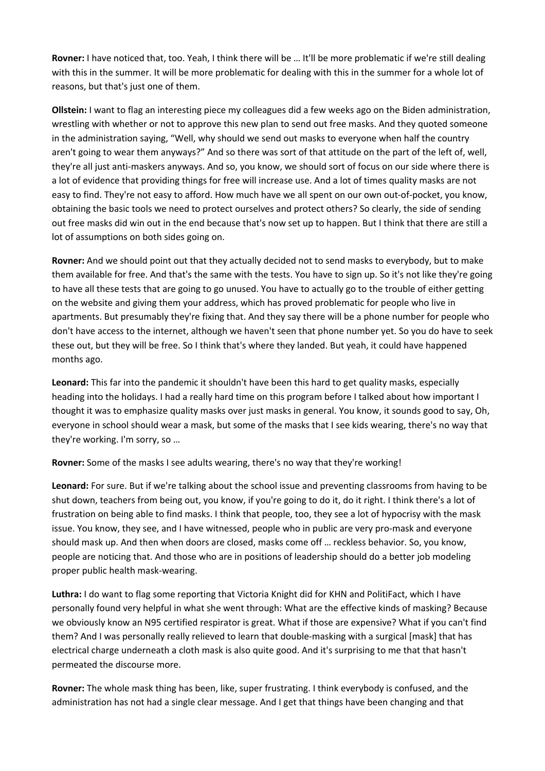**Rovner:** I have noticed that, too. Yeah, I think there will be … It'll be more problematic if we're still dealing with this in the summer. It will be more problematic for dealing with this in the summer for a whole lot of reasons, but that's just one of them.

**Ollstein:** I want to flag an interesting piece my colleagues did a few weeks ago on the Biden administration, wrestling with whether or not to approve this new plan to send out free masks. And they quoted someone in the administration saying, "Well, why should we send out masks to everyone when half the country aren't going to wear them anyways?" And so there was sort of that attitude on the part of the left of, well, they're all just anti-maskers anyways. And so, you know, we should sort of focus on our side where there is a lot of evidence that providing things for free will increase use. And a lot of times quality masks are not easy to find. They're not easy to afford. How much have we all spent on our own out-of-pocket, you know, obtaining the basic tools we need to protect ourselves and protect others? So clearly, the side of sending out free masks did win out in the end because that's now set up to happen. But I think that there are still a lot of assumptions on both sides going on.

**Rovner:** And we should point out that they actually decided not to send masks to everybody, but to make them available for free. And that's the same with the tests. You have to sign up. So it's not like they're going to have all these tests that are going to go unused. You have to actually go to the trouble of either getting on the website and giving them your address, which has proved problematic for people who live in apartments. But presumably they're fixing that. And they say there will be a phone number for people who don't have access to the internet, although we haven't seen that phone number yet. So you do have to seek these out, but they will be free. So I think that's where they landed. But yeah, it could have happened months ago.

**Leonard:** This far into the pandemic it shouldn't have been this hard to get quality masks, especially heading into the holidays. I had a really hard time on this program before I talked about how important I thought it was to emphasize quality masks over just masks in general. You know, it sounds good to say, Oh, everyone in school should wear a mask, but some of the masks that I see kids wearing, there's no way that they're working. I'm sorry, so …

**Rovner:** Some of the masks I see adults wearing, there's no way that they're working!

**Leonard:** For sure. But if we're talking about the school issue and preventing classrooms from having to be shut down, teachers from being out, you know, if you're going to do it, do it right. I think there's a lot of frustration on being able to find masks. I think that people, too, they see a lot of hypocrisy with the mask issue. You know, they see, and I have witnessed, people who in public are very pro-mask and everyone should mask up. And then when doors are closed, masks come off … reckless behavior. So, you know, people are noticing that. And those who are in positions of leadership should do a better job modeling proper public health mask-wearing.

**Luthra:** I do want to flag some reporting that Victoria Knight did for KHN and PolitiFact, which I have personally found very helpful in what she went through: What are the effective kinds of masking? Because we obviously know an N95 certified respirator is great. What if those are expensive? What if you can't find them? And I was personally really relieved to learn that double-masking with a surgical [mask] that has electrical charge underneath a cloth mask is also quite good. And it's surprising to me that that hasn't permeated the discourse more.

**Rovner:** The whole mask thing has been, like, super frustrating. I think everybody is confused, and the administration has not had a single clear message. And I get that things have been changing and that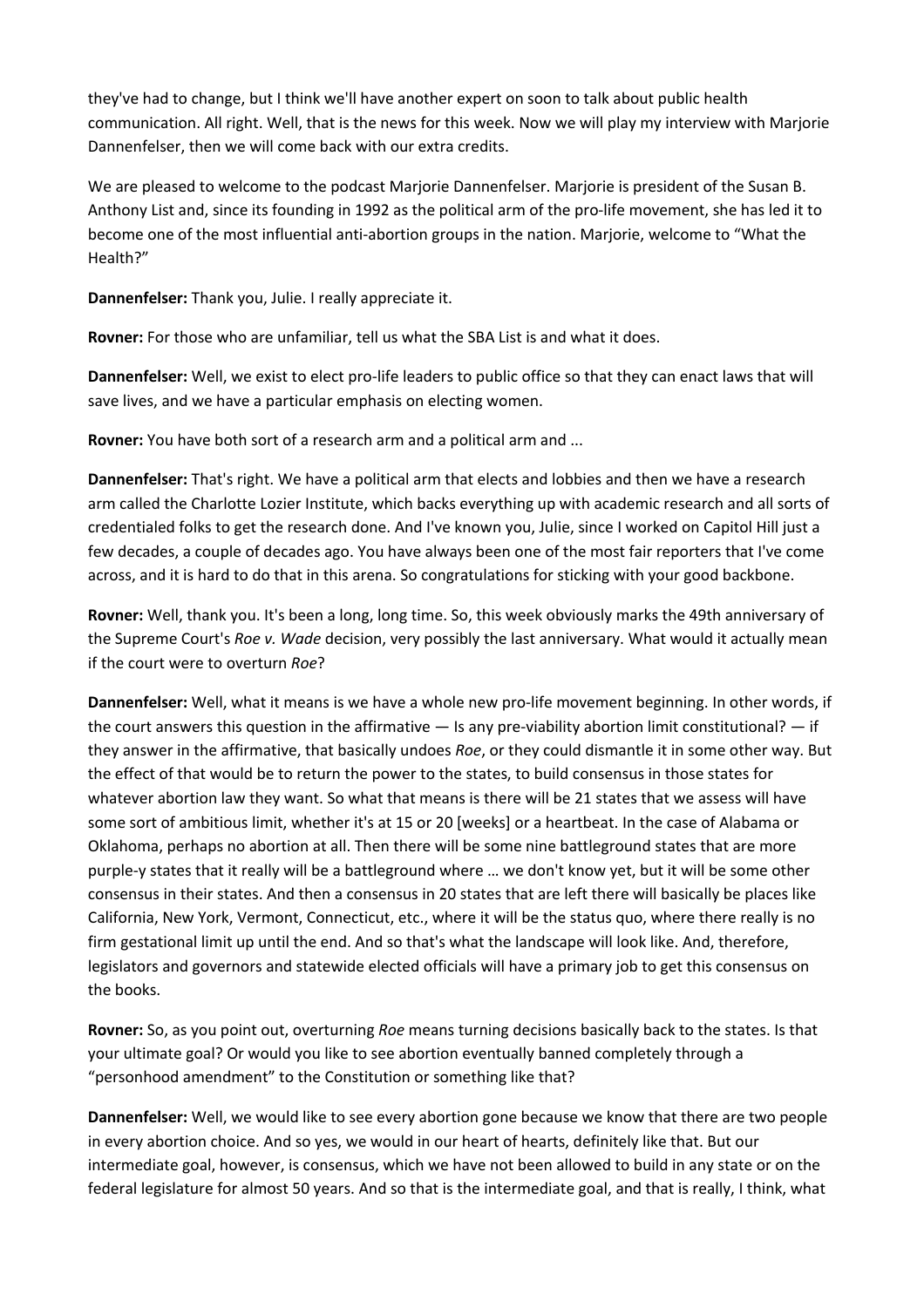they've had to change, but I think we'll have another expert on soon to talk about public health communication. All right. Well, that is the news for this week. Now we will play my interview with Marjorie Dannenfelser, then we will come back with our extra credits.

We are pleased to welcome to the podcast Marjorie Dannenfelser. Marjorie is president of the Susan B. Anthony List and, since its founding in 1992 as the political arm of the pro-life movement, she has led it to become one of the most influential anti-abortion groups in the nation. Marjorie, welcome to "What the Health?"

**Dannenfelser:** Thank you, Julie. I really appreciate it.

**Rovner:** For those who are unfamiliar, tell us what the SBA List is and what it does.

**Dannenfelser:** Well, we exist to elect pro-life leaders to public office so that they can enact laws that will save lives, and we have a particular emphasis on electing women.

**Rovner:** You have both sort of a research arm and a political arm and ...

**Dannenfelser:** That's right. We have a political arm that elects and lobbies and then we have a research arm called the Charlotte Lozier Institute, which backs everything up with academic research and all sorts of credentialed folks to get the research done. And I've known you, Julie, since I worked on Capitol Hill just a few decades, a couple of decades ago. You have always been one of the most fair reporters that I've come across, and it is hard to do that in this arena. So congratulations for sticking with your good backbone.

**Rovner:** Well, thank you. It's been a long, long time. So, this week obviously marks the 49th anniversary of the Supreme Court's *Roe v. Wade* decision, very possibly the last anniversary. What would it actually mean if the court were to overturn *Roe*?

**Dannenfelser:** Well, what it means is we have a whole new pro-life movement beginning. In other words, if the court answers this question in the affirmative — Is any pre-viability abortion limit constitutional? — if they answer in the affirmative, that basically undoes *Roe*, or they could dismantle it in some other way. But the effect of that would be to return the power to the states, to build consensus in those states for whatever abortion law they want. So what that means is there will be 21 states that we assess will have some sort of ambitious limit, whether it's at 15 or 20 [weeks] or a heartbeat. In the case of Alabama or Oklahoma, perhaps no abortion at all. Then there will be some nine battleground states that are more purple-y states that it really will be a battleground where … we don't know yet, but it will be some other consensus in their states. And then a consensus in 20 states that are left there will basically be places like California, New York, Vermont, Connecticut, etc., where it will be the status quo, where there really is no firm gestational limit up until the end. And so that's what the landscape will look like. And, therefore, legislators and governors and statewide elected officials will have a primary job to get this consensus on the books.

**Rovner:** So, as you point out, overturning *Roe* means turning decisions basically back to the states. Is that your ultimate goal? Or would you like to see abortion eventually banned completely through a "personhood amendment" to the Constitution or something like that?

**Dannenfelser:** Well, we would like to see every abortion gone because we know that there are two people in every abortion choice. And so yes, we would in our heart of hearts, definitely like that. But our intermediate goal, however, is consensus, which we have not been allowed to build in any state or on the federal legislature for almost 50 years. And so that is the intermediate goal, and that is really, I think, what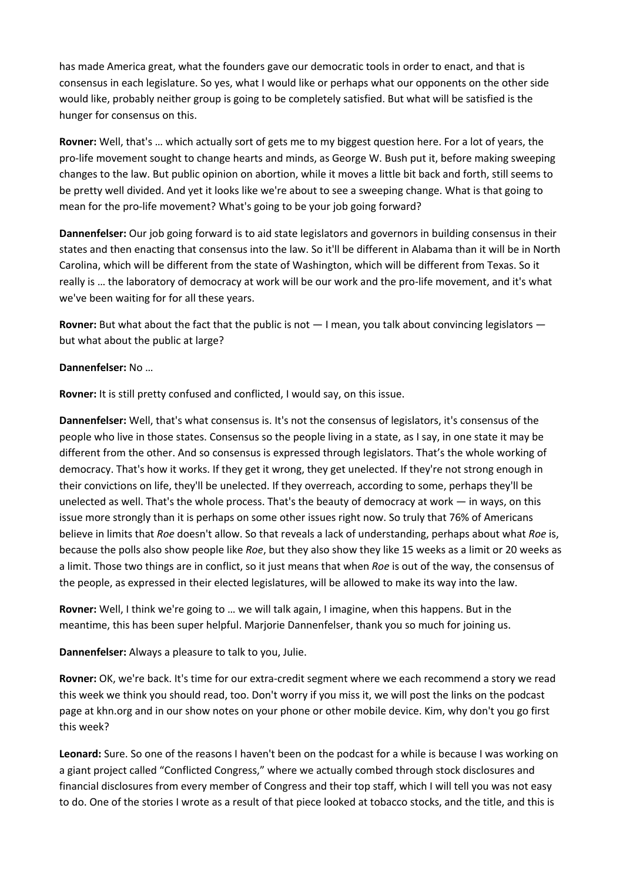has made America great, what the founders gave our democratic tools in order to enact, and that is consensus in each legislature. So yes, what I would like or perhaps what our opponents on the other side would like, probably neither group is going to be completely satisfied. But what will be satisfied is the hunger for consensus on this.

**Rovner:** Well, that's … which actually sort of gets me to my biggest question here. For a lot of years, the pro-life movement sought to change hearts and minds, as George W. Bush put it, before making sweeping changes to the law. But public opinion on abortion, while it moves a little bit back and forth, still seems to be pretty well divided. And yet it looks like we're about to see a sweeping change. What is that going to mean for the pro-life movement? What's going to be your job going forward?

**Dannenfelser:** Our job going forward is to aid state legislators and governors in building consensus in their states and then enacting that consensus into the law. So it'll be different in Alabama than it will be in North Carolina, which will be different from the state of Washington, which will be different from Texas. So it really is … the laboratory of democracy at work will be our work and the pro-life movement, and it's what we've been waiting for for all these years.

**Rovner:** But what about the fact that the public is not — I mean, you talk about convincing legislators — but what about the public at large?

**Dannenfelser:** No …

**Rovner:** It is still pretty confused and conflicted, I would say, on this issue.

**Dannenfelser:** Well, that's what consensus is. It's not the consensus of legislators, it's consensus of the people who live in those states. Consensus so the people living in a state, as I say, in one state it may be different from the other. And so consensus is expressed through legislators. That's the whole working of democracy. That's how it works. If they get it wrong, they get unelected. If they're not strong enough in their convictions on life, they'll be unelected. If they overreach, according to some, perhaps they'll be unelected as well. That's the whole process. That's the beauty of democracy at work — in ways, on this issue more strongly than it is perhaps on some other issues right now. So truly that 76% of Americans believe in limits that *Roe* doesn't allow. So that reveals a lack of understanding, perhaps about what *Roe* is, because the polls also show people like *Roe*, but they also show they like 15 weeks as a limit or 20 weeks as a limit. Those two things are in conflict, so it just means that when *Roe* is out of the way, the consensus of the people, as expressed in their elected legislatures, will be allowed to make its way into the law.

**Rovner:** Well, I think we're going to … we will talk again, I imagine, when this happens. But in the meantime, this has been super helpful. Marjorie Dannenfelser, thank you so much for joining us.

**Dannenfelser:** Always a pleasure to talk to you, Julie.

**Rovner:** OK, we're back. It's time for our extra-credit segment where we each recommend a story we read this week we think you should read, too. Don't worry if you miss it, we will post the links on the podcast page at khn.org and in our show notes on your phone or other mobile device. Kim, why don't you go first this week?

**Leonard:** Sure. So one of the reasons I haven't been on the podcast for a while is because I was working on a giant project called "Conflicted Congress," where we actually combed through stock disclosures and financial disclosures from every member of Congress and their top staff, which I will tell you was not easy to do. One of the stories I wrote as a result of that piece looked at tobacco stocks, and the title, and this is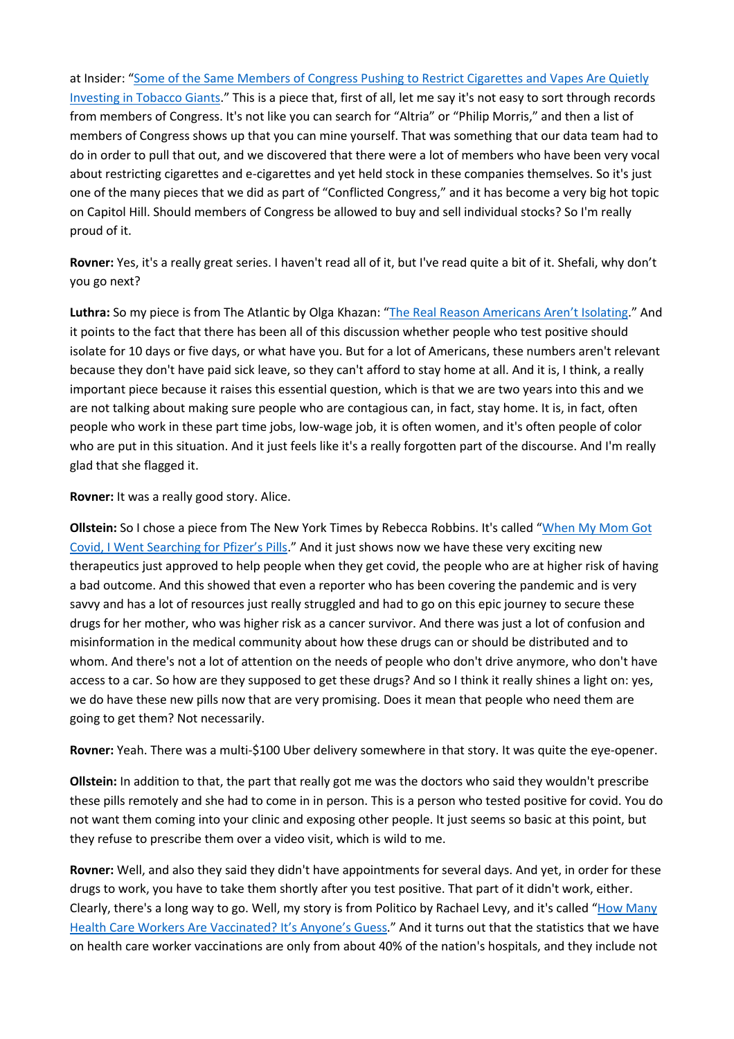at Insider: "[Some of the Same Members of Congress Pushing to Restrict Cigarettes and Vapes Are Quietly Investing in Tobacco Giants]()." This is a piece that, first of all, let me say it's not easy to sort through records from members of Congress. It's not like you can search for "Altria" or "Philip Morris," and then a list of members of Congress shows up that you can mine yourself. That was something that our data team had to do in order to pull that out, and we discovered that there were a lot of members who have been very vocal about restricting cigarettes and e-cigarettes and yet held stock in these companies themselves. So it's just one of the many pieces that we did as part of "Conflicted Congress," and it has become a very big hot topic on Capitol Hill. Should members of Congress be allowed to buy and sell individual stocks? So I'm really proud of it.

**Rovner:** Yes, it's a really great series. I haven't read all of it, but I've read quite a bit of it. Shefali, why don't you go next?

**Luthra:** So my piece is from The Atlantic by Olga Khazan: "[The Real Reason Americans Aren't Isolating]()." And it points to the fact that there has been all of this discussion whether people who test positive should isolate for 10 days or five days, or what have you. But for a lot of Americans, these numbers aren't relevant because they don't have paid sick leave, so they can't afford to stay home at all. And it is, I think, a really important piece because it raises this essential question, which is that we are two years into this and we are not talking about making sure people who are contagious can, in fact, stay home. It is, in fact, often people who work in these part time jobs, low-wage job, it is often women, and it's often people of color who are put in this situation. And it just feels like it's a really forgotten part of the discourse. And I'm really glad that she flagged it.

**Rovner:** It was a really good story. Alice.

**Ollstein:** So I chose a piece from The New York Times by Rebecca Robbins. It's called "[When My Mom Got Covid, I Went Searching for Pfizer's Pills]()." And it just shows now we have these very exciting new therapeutics just approved to help people when they get covid, the people who are at higher risk of having a bad outcome. And this showed that even a reporter who has been covering the pandemic and is very savvy and has a lot of resources just really struggled and had to go on this epic journey to secure these drugs for her mother, who was higher risk as a cancer survivor. And there was just a lot of confusion and misinformation in the medical community about how these drugs can or should be distributed and to whom. And there's not a lot of attention on the needs of people who don't drive anymore, who don't have access to a car. So how are they supposed to get these drugs? And so I think it really shines a light on: yes, we do have these new pills now that are very promising. Does it mean that people who need them are going to get them? Not necessarily.

**Rovner:** Yeah. There was a multi-$100 Uber delivery somewhere in that story. It was quite the eye-opener.

**Ollstein:** In addition to that, the part that really got me was the doctors who said they wouldn't prescribe these pills remotely and she had to come in in person. This is a person who tested positive for covid. You do not want them coming into your clinic and exposing other people. It just seems so basic at this point, but they refuse to prescribe them over a video visit, which is wild to me.

**Rovner:** Well, and also they said they didn't have appointments for several days. And yet, in order for these drugs to work, you have to take them shortly after you test positive. That part of it didn't work, either. Clearly, there's a long way to go. Well, my story is from Politico by Rachael Levy, and it's called "[How Many Health Care Workers Are Vaccinated? It's Anyone's Guess]()." And it turns out that the statistics that we have on health care worker vaccinations are only from about 40% of the nation's hospitals, and they include not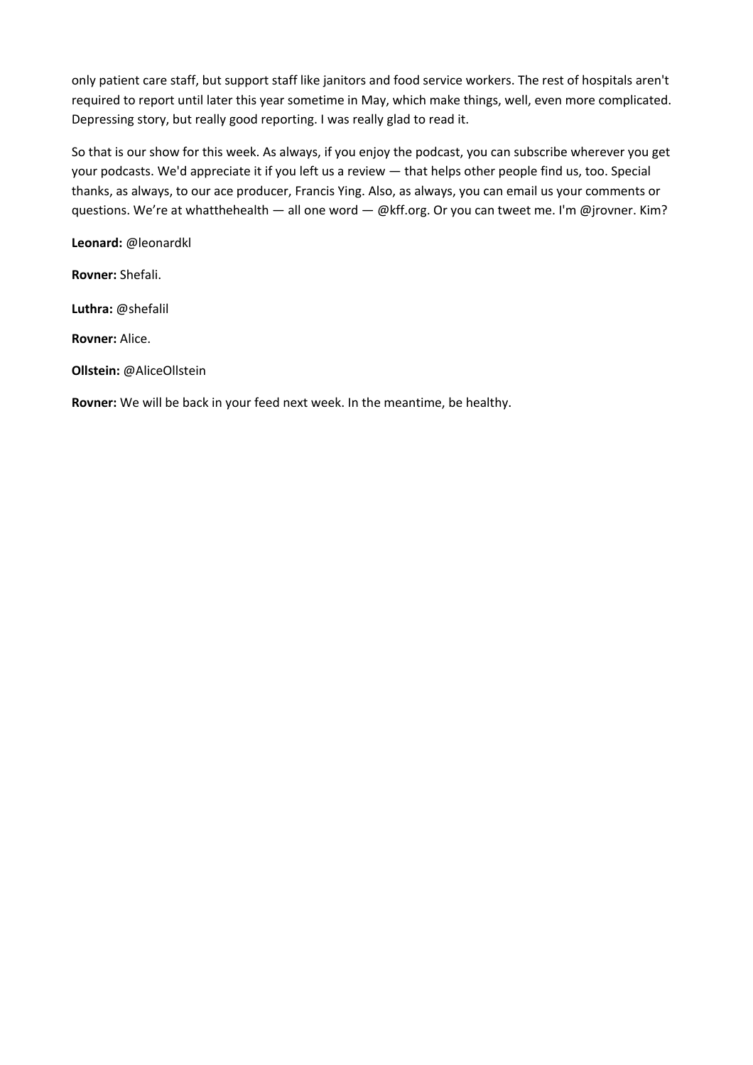only patient care staff, but support staff like janitors and food service workers. The rest of hospitals aren't required to report until later this year sometime in May, which make things, well, even more complicated. Depressing story, but really good reporting. I was really glad to read it.

So that is our show for this week. As always, if you enjoy the podcast, you can subscribe wherever you get your podcasts. We'd appreciate it if you left us a review — that helps other people find us, too. Special thanks, as always, to our ace producer, Francis Ying. Also, as always, you can email us your comments or questions. We're at whatthehealth — all one word — @kff.org. Or you can tweet me. I'm @jrovner. Kim?

**Leonard:** @leonardkl

**Rovner:** Shefali.

**Luthra:** @shefalil

**Rovner:** Alice.

**Ollstein:** @AliceOllstein

**Rovner:** We will be back in your feed next week. In the meantime, be healthy.